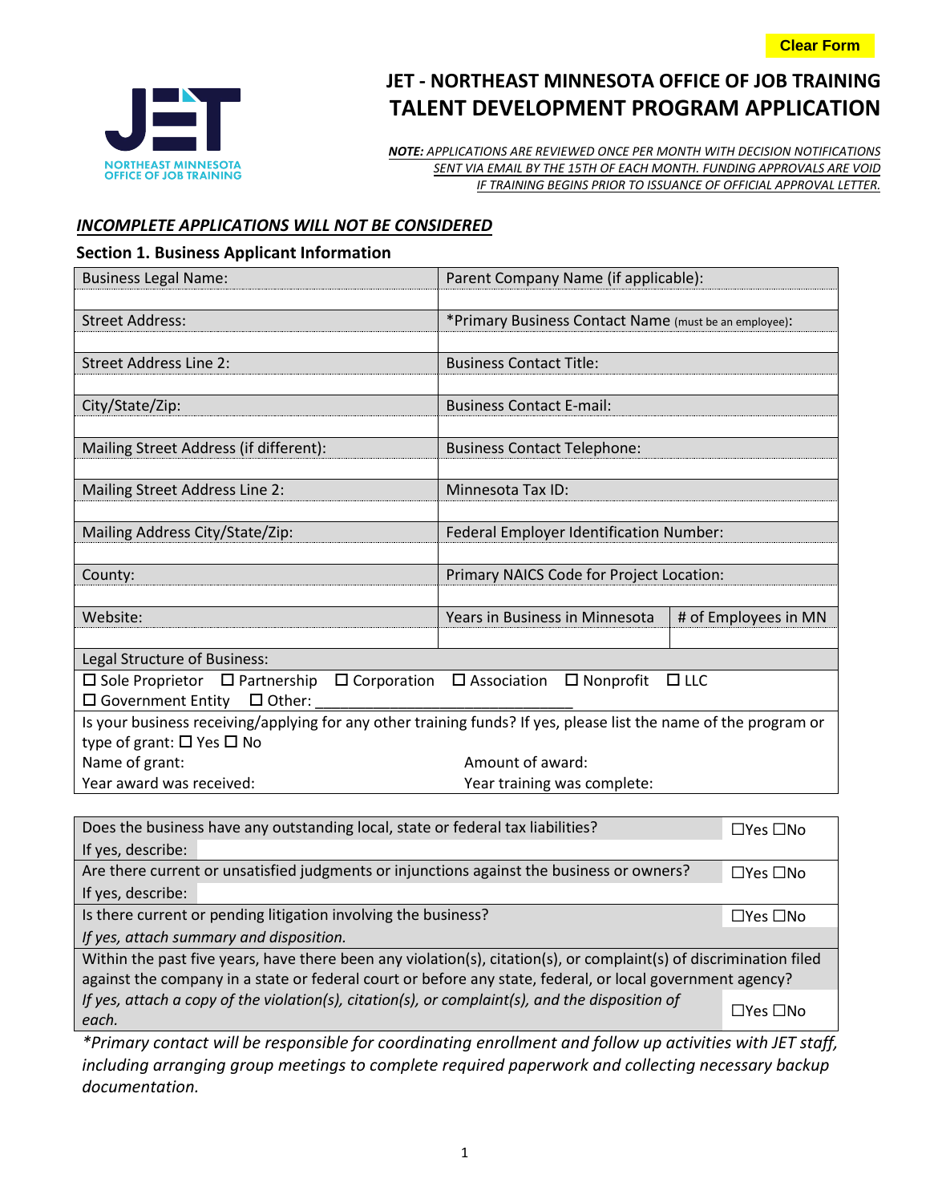Clear Form

# JET - NORTHEAST MINNESOTA OFFICE OF JOB TRAINING
# TALENT DEVELOPMENT PROGRAM APPLICATION

NORTHEAST MINNESOTA OFFICE OF JOB TRAINING

***NOTE:*** *APPLICATIONS ARE REVIEWED ONCE PER MONTH WITH DECISION NOTIFICATIONS SENT VIA EMAIL BY THE 15TH OF EACH MONTH. FUNDING APPROVALS ARE VOID IF TRAINING BEGINS PRIOR TO ISSUANCE OF OFFICIAL APPROVAL LETTER.*

***INCOMPLETE APPLICATIONS WILL NOT BE CONSIDERED***

### Section 1. Business Applicant Information

| Business Legal Name: | Parent Company Name (if applicable): | |
|---|---|---|
| | | |
| Street Address: | *Primary Business Contact Name (must be an employee): | |
| | | |
| Street Address Line 2: | Business Contact Title: | |
| | | |
| City/State/Zip: | Business Contact E-mail: | |
| | | |
| Mailing Street Address (if different): | Business Contact Telephone: | |
| | | |
| Mailing Street Address Line 2: | Minnesota Tax ID: | |
| | | |
| Mailing Address City/State/Zip: | Federal Employer Identification Number: | |
| | | |
| County: | Primary NAICS Code for Project Location: | |
| | | |
| Website: | Years in Business in Minnesota | # of Employees in MN |
| | | |

Legal Structure of Business:

☐ Sole Proprietor ☐ Partnership ☐ Corporation ☐ Association ☐ Nonprofit ☐ LLC
☐ Government Entity ☐ Other: ______________________________

Is your business receiving/applying for any other training funds? If yes, please list the name of the program or type of grant: ☐ Yes ☐ No

Name of grant: Amount of award:

Year award was received: Year training was complete:

| | |
|---|---|
| Does the business have any outstanding local, state or federal tax liabilities? | ☐Yes ☐No |
| If yes, describe: | |
| Are there current or unsatisfied judgments or injunctions against the business or owners? | ☐Yes ☐No |
| If yes, describe: | |
| Is there current or pending litigation involving the business? | ☐Yes ☐No |
| *If yes, attach summary and disposition.* | |
| Within the past five years, have there been any violation(s), citation(s), or complaint(s) of discrimination filed against the company in a state or federal court or before any state, federal, or local government agency? | |
| *If yes, attach a copy of the violation(s), citation(s), or complaint(s), and the disposition of each.* | ☐Yes ☐No |

**Primary contact will be responsible for coordinating enrollment and follow up activities with JET staff, including arranging group meetings to complete required paperwork and collecting necessary backup documentation.*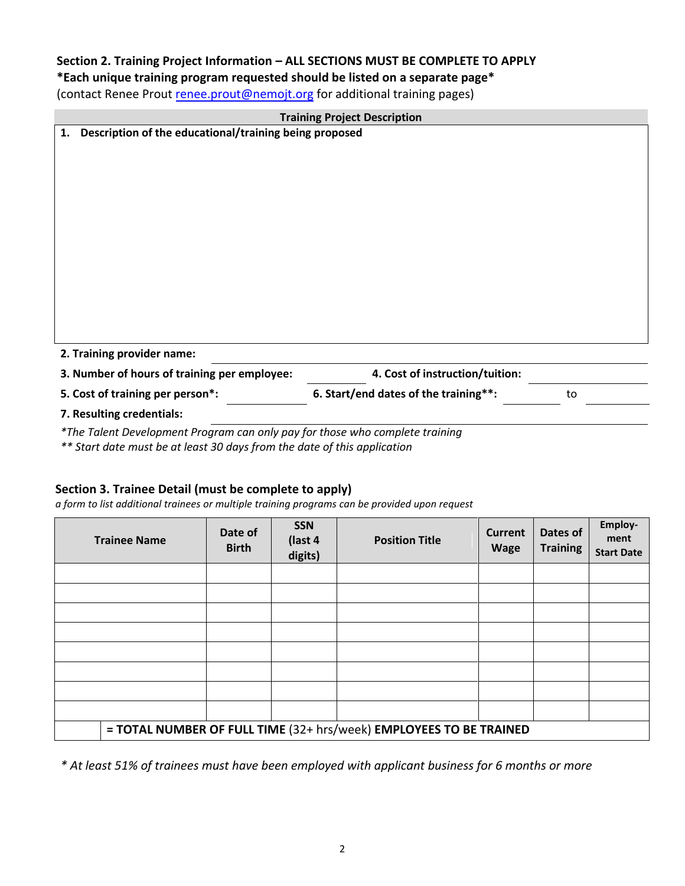**Section 2. Training Project Information – ALL SECTIONS MUST BE COMPLETE TO APPLY**

**\*Each unique training program requested should be listed on a separate page\***

(contact Renee Prout [renee.prout@nemojt.org](mailto:renee.prout@nemojt.org) for additional training pages)

| Training Project Description |
|---|
| **1. Description of the educational/training being proposed** |

**2. Training provider name:** ______________________

**3. Number of hours of training per employee:** __________ **4. Cost of instruction/tuition:** __________

**5. Cost of training per person\*:** __________ **6. Start/end dates of the training\*\*:** __________ to __________

**7. Resulting credentials:** ______________________

*\*The Talent Development Program can only pay for those who complete training*

*\*\* Start date must be at least 30 days from the date of this application*

**Section 3. Trainee Detail (must be complete to apply)**

*a form to list additional trainees or multiple training programs can be provided upon request*

| Trainee Name | Date of Birth | SSN (last 4 digits) | Position Title | Current Wage | Dates of Training | Employ-ment Start Date |
|---|---|---|---|---|---|---|
| | | | | | | |
| | | | | | | |
| | | | | | | |
| | | | | | | |
| | | | | | | |
| | | | | | | |
| | | | | | | |
| | | | | | | |
| | **= TOTAL NUMBER OF FULL TIME** (32+ hrs/week) **EMPLOYEES TO BE TRAINED** | | | | | |

*\* At least 51% of trainees must have been employed with applicant business for 6 months or more*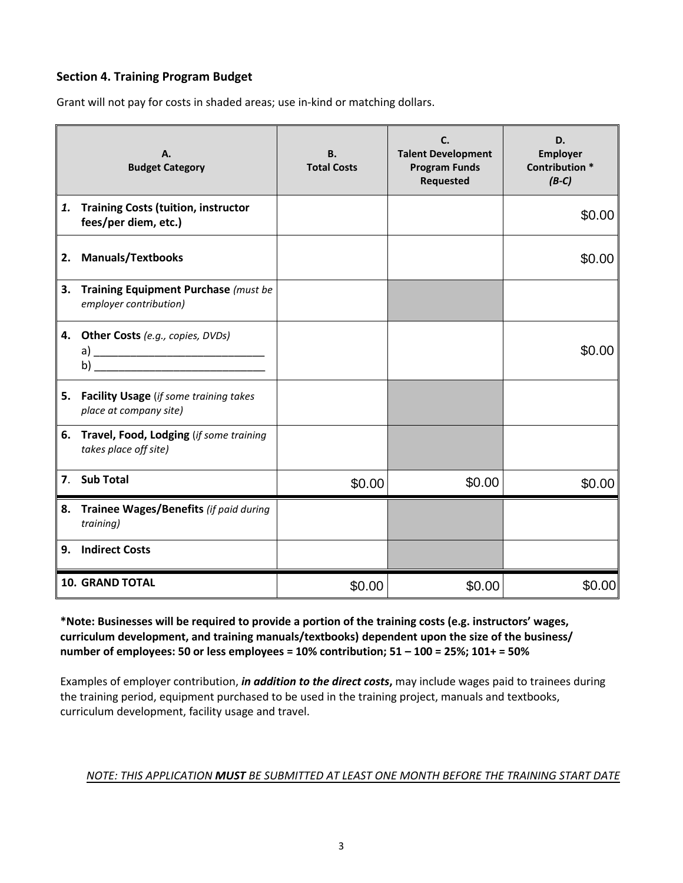### Section 4. Training Program Budget

Grant will not pay for costs in shaded areas; use in-kind or matching dollars.

| A. Budget Category | B. Total Costs | C. Talent Development Program Funds Requested | D. Employer Contribution * *(B-C)* |
|---|---|---|---|
| ***1.*** **Training Costs (tuition, instructor fees/per diem, etc.)** | | | $0.00 |
| **2. Manuals/Textbooks** | | | $0.00 |
| **3. Training Equipment Purchase** *(must be employer contribution)* | | | |
| **4. Other Costs** *(e.g., copies, DVDs)* a) ____________________________ b) ____________________________ | | | $0.00 |
| **5. Facility Usage** (*if some training takes place at company site)* | | | |
| **6. Travel, Food, Lodging** (*if some training takes place off site)* | | | |
| **7. Sub Total** | $0.00 | $0.00 | $0.00 |
| **8. Trainee Wages/Benefits** *(if paid during training)* | | | |
| **9. Indirect Costs** | | | |
| **10. GRAND TOTAL** | $0.00 | $0.00 | $0.00 |

**\*Note: Businesses will be required to provide a portion of the training costs (e.g. instructors' wages, curriculum development, and training manuals/textbooks) dependent upon the size of the business/ number of employees: 50 or less employees = 10% contribution; 51 – 100 = 25%; 101+ = 50%**

Examples of employer contribution, ***in addition to the direct costs*,** may include wages paid to trainees during the training period, equipment purchased to be used in the training project, manuals and textbooks, curriculum development, facility usage and travel.

*NOTE: THIS APPLICATION **MUST** BE SUBMITTED AT LEAST ONE MONTH BEFORE THE TRAINING START DATE*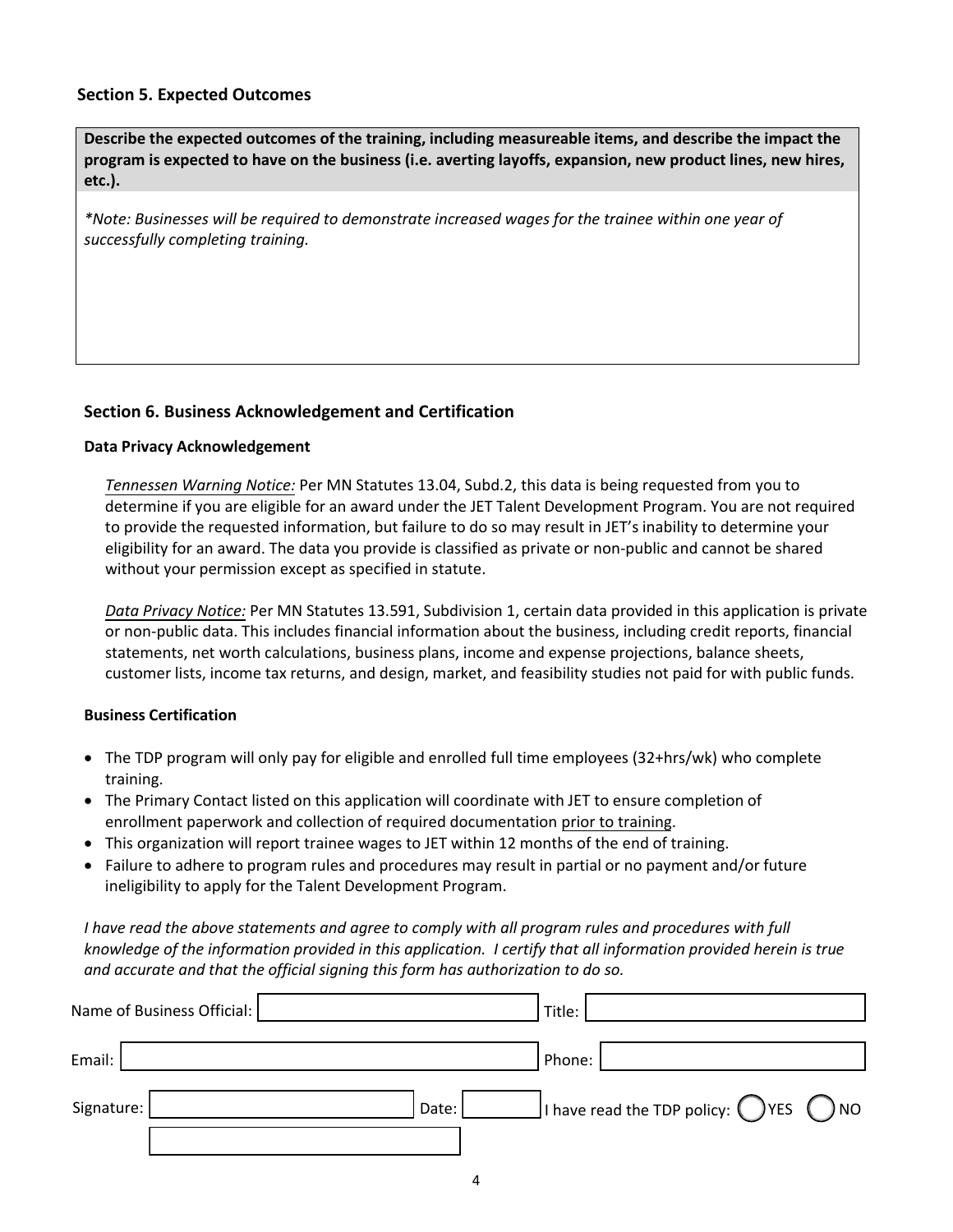## Section 5. Expected Outcomes

**Describe the expected outcomes of the training, including measureable items, and describe the impact the program is expected to have on the business (i.e. averting layoffs, expansion, new product lines, new hires, etc.).**

*\*Note: Businesses will be required to demonstrate increased wages for the trainee within one year of successfully completing training.*

## Section 6. Business Acknowledgement and Certification

### Data Privacy Acknowledgement

*Tennessen Warning Notice:* Per MN Statutes 13.04, Subd.2, this data is being requested from you to determine if you are eligible for an award under the JET Talent Development Program. You are not required to provide the requested information, but failure to do so may result in JET's inability to determine your eligibility for an award. The data you provide is classified as private or non-public and cannot be shared without your permission except as specified in statute.

*Data Privacy Notice:* Per MN Statutes 13.591, Subdivision 1, certain data provided in this application is private or non-public data. This includes financial information about the business, including credit reports, financial statements, net worth calculations, business plans, income and expense projections, balance sheets, customer lists, income tax returns, and design, market, and feasibility studies not paid for with public funds.

### Business Certification

- The TDP program will only pay for eligible and enrolled full time employees (32+hrs/wk) who complete training.
- The Primary Contact listed on this application will coordinate with JET to ensure completion of enrollment paperwork and collection of required documentation prior to training.
- This organization will report trainee wages to JET within 12 months of the end of training.
- Failure to adhere to program rules and procedures may result in partial or no payment and/or future ineligibility to apply for the Talent Development Program.

*I have read the above statements and agree to comply with all program rules and procedures with full knowledge of the information provided in this application. I certify that all information provided herein is true and accurate and that the official signing this form has authorization to do so.*

Name of Business Official: ____________________ Title: ____________________

Email: ____________________ Phone: ____________________

Signature: ____________________ Date: __________ I have read the TDP policy: ◯ YES ◯ NO